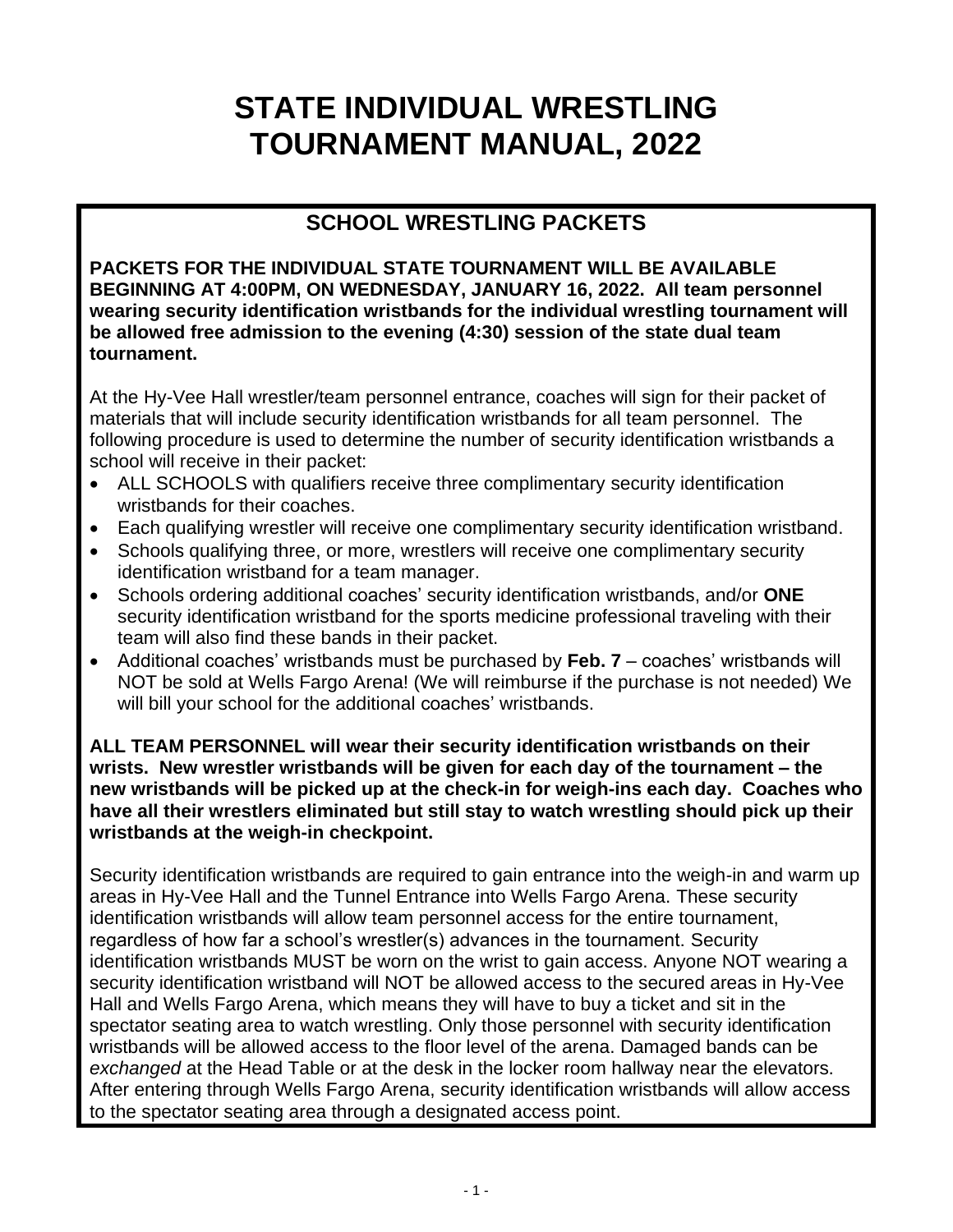# STATE INDIVIDUAL WRESTLING TOURNAMENT MANUAL, 2022

## SCHOOL WRESTLING PACKETS

**PACKETS FOR THE INDIVIDUAL STATE TOURNAMENT WILL BE AVAILABLE BEGINNING AT 4:00PM, ON WEDNESDAY, JANUARY 16, 2022. All team personnel wearing security identification wristbands for the individual wrestling tournament will be allowed free admission to the evening (4:30) session of the state dual team tournament.**

At the Hy-Vee Hall wrestler/team personnel entrance, coaches will sign for their packet of materials that will include security identification wristbands for all team personnel. The following procedure is used to determine the number of security identification wristbands a school will receive in their packet:

- ALL SCHOOLS with qualifiers receive three complimentary security identification wristbands for their coaches.
- Each qualifying wrestler will receive one complimentary security identification wristband.
- Schools qualifying three, or more, wrestlers will receive one complimentary security identification wristband for a team manager.
- Schools ordering additional coaches' security identification wristbands, and/or **ONE** security identification wristband for the sports medicine professional traveling with their team will also find these bands in their packet.
- Additional coaches' wristbands must be purchased by **Feb. 7** – coaches' wristbands will NOT be sold at Wells Fargo Arena! (We will reimburse if the purchase is not needed) We will bill your school for the additional coaches' wristbands.

**ALL TEAM PERSONNEL will wear their security identification wristbands on their wrists. New wrestler wristbands will be given for each day of the tournament – the new wristbands will be picked up at the check-in for weigh-ins each day. Coaches who have all their wrestlers eliminated but still stay to watch wrestling should pick up their wristbands at the weigh-in checkpoint.**

Security identification wristbands are required to gain entrance into the weigh-in and warm up areas in Hy-Vee Hall and the Tunnel Entrance into Wells Fargo Arena. These security identification wristbands will allow team personnel access for the entire tournament, regardless of how far a school's wrestler(s) advances in the tournament. Security identification wristbands MUST be worn on the wrist to gain access. Anyone NOT wearing a security identification wristband will NOT be allowed access to the secured areas in Hy-Vee Hall and Wells Fargo Arena, which means they will have to buy a ticket and sit in the spectator seating area to watch wrestling. Only those personnel with security identification wristbands will be allowed access to the floor level of the arena. Damaged bands can be *exchanged* at the Head Table or at the desk in the locker room hallway near the elevators. After entering through Wells Fargo Arena, security identification wristbands will allow access to the spectator seating area through a designated access point.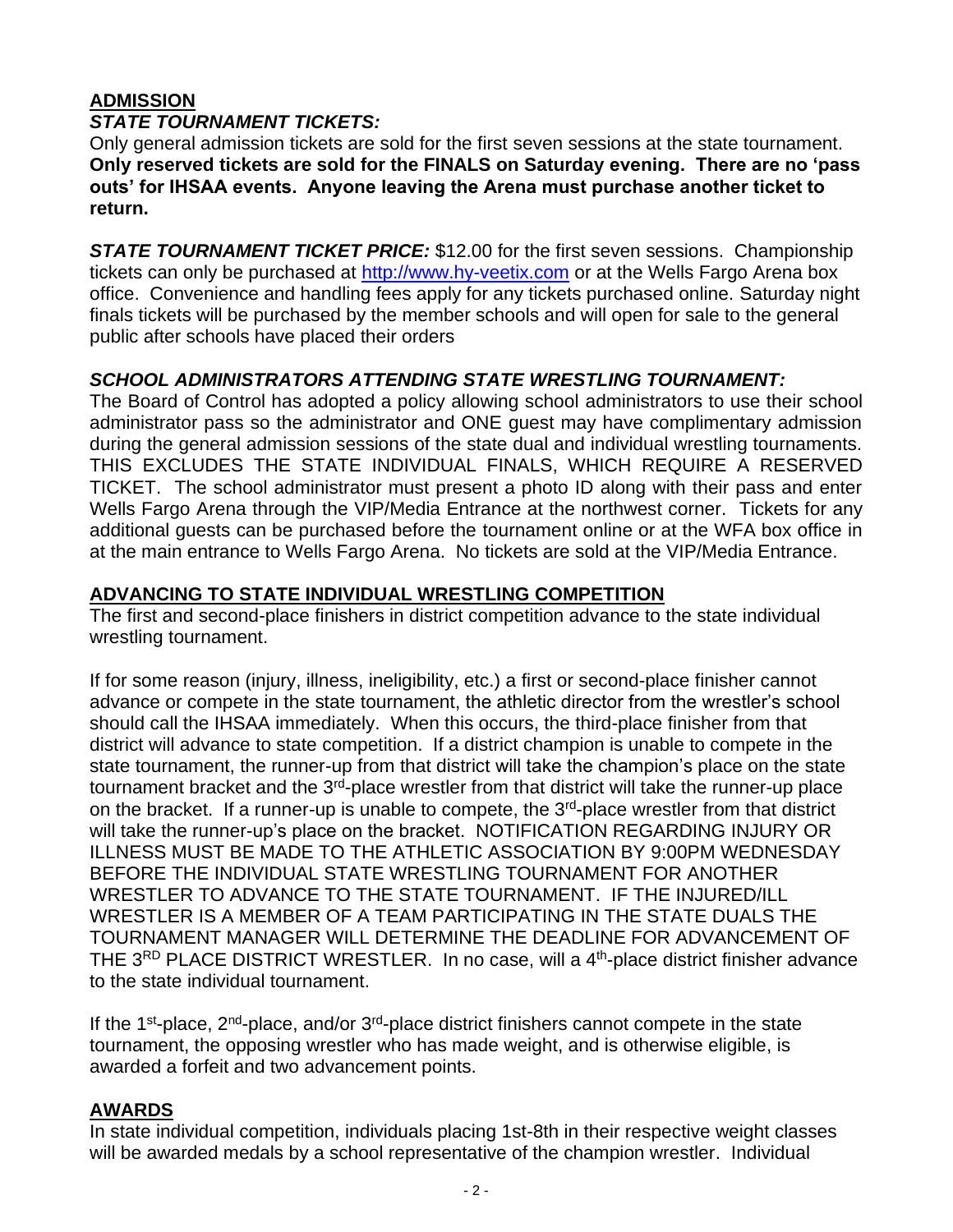## **ADMISSION**

***STATE TOURNAMENT TICKETS:***

Only general admission tickets are sold for the first seven sessions at the state tournament. **Only reserved tickets are sold for the FINALS on Saturday evening. There are no 'pass outs' for IHSAA events. Anyone leaving the Arena must purchase another ticket to return.**

***STATE TOURNAMENT TICKET PRICE:*** $12.00 for the first seven sessions. Championship tickets can only be purchased at http://www.hy-veetix.com or at the Wells Fargo Arena box office. Convenience and handling fees apply for any tickets purchased online. Saturday night finals tickets will be purchased by the member schools and will open for sale to the general public after schools have placed their orders

***SCHOOL ADMINISTRATORS ATTENDING STATE WRESTLING TOURNAMENT:***

The Board of Control has adopted a policy allowing school administrators to use their school administrator pass so the administrator and ONE guest may have complimentary admission during the general admission sessions of the state dual and individual wrestling tournaments. THIS EXCLUDES THE STATE INDIVIDUAL FINALS, WHICH REQUIRE A RESERVED TICKET. The school administrator must present a photo ID along with their pass and enter Wells Fargo Arena through the VIP/Media Entrance at the northwest corner. Tickets for any additional guests can be purchased before the tournament online or at the WFA box office in at the main entrance to Wells Fargo Arena. No tickets are sold at the VIP/Media Entrance.

## **ADVANCING TO STATE INDIVIDUAL WRESTLING COMPETITION**

The first and second-place finishers in district competition advance to the state individual wrestling tournament.

If for some reason (injury, illness, ineligibility, etc.) a first or second-place finisher cannot advance or compete in the state tournament, the athletic director from the wrestler's school should call the IHSAA immediately. When this occurs, the third-place finisher from that district will advance to state competition. If a district champion is unable to compete in the state tournament, the runner-up from that district will take the champion's place on the state tournament bracket and the 3rd-place wrestler from that district will take the runner-up place on the bracket. If a runner-up is unable to compete, the 3rd-place wrestler from that district will take the runner-up's place on the bracket. NOTIFICATION REGARDING INJURY OR ILLNESS MUST BE MADE TO THE ATHLETIC ASSOCIATION BY 9:00PM WEDNESDAY BEFORE THE INDIVIDUAL STATE WRESTLING TOURNAMENT FOR ANOTHER WRESTLER TO ADVANCE TO THE STATE TOURNAMENT. IF THE INJURED/ILL WRESTLER IS A MEMBER OF A TEAM PARTICIPATING IN THE STATE DUALS THE TOURNAMENT MANAGER WILL DETERMINE THE DEADLINE FOR ADVANCEMENT OF THE 3RD PLACE DISTRICT WRESTLER. In no case, will a 4th-place district finisher advance to the state individual tournament.

If the 1st-place, 2nd-place, and/or 3rd-place district finishers cannot compete in the state tournament, the opposing wrestler who has made weight, and is otherwise eligible, is awarded a forfeit and two advancement points.

## **AWARDS**

In state individual competition, individuals placing 1st-8th in their respective weight classes will be awarded medals by a school representative of the champion wrestler. Individual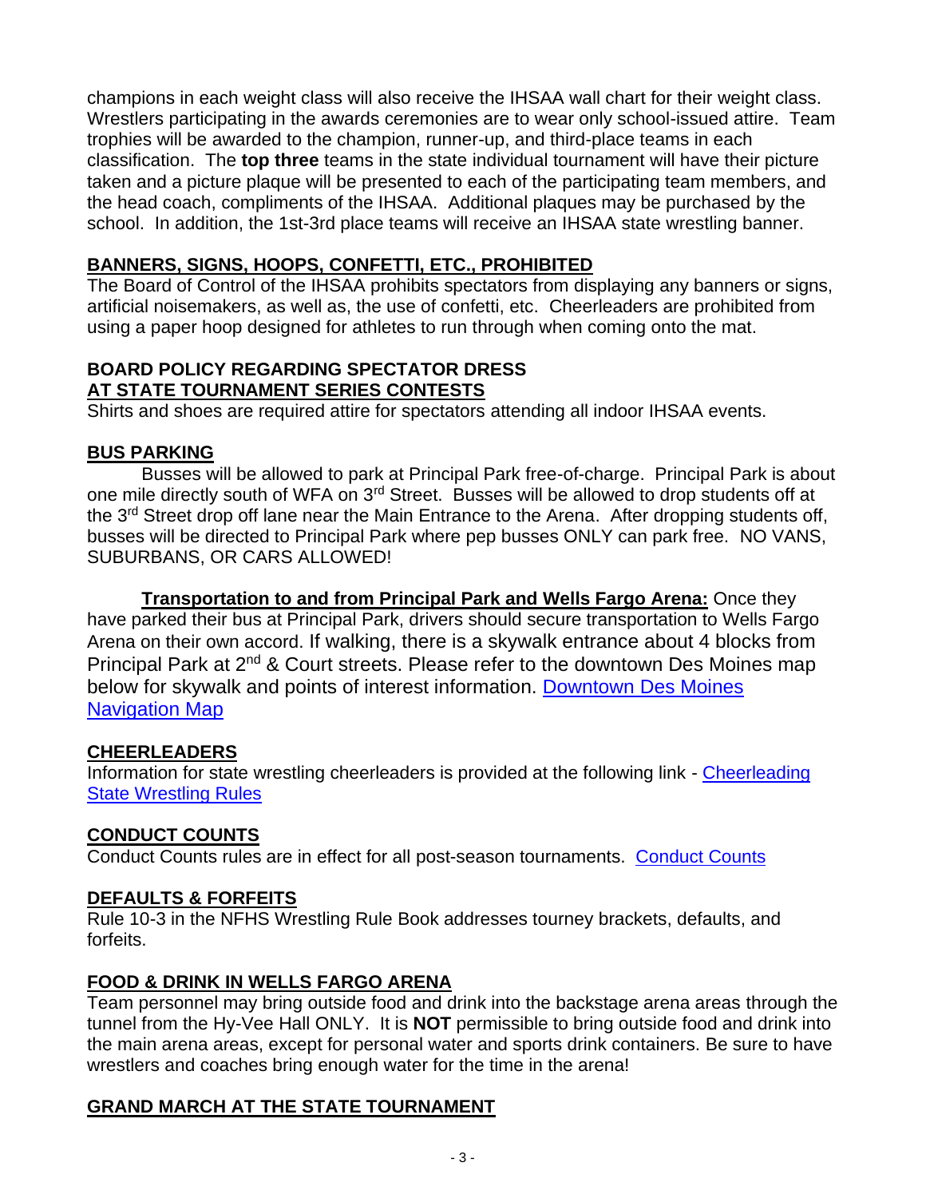champions in each weight class will also receive the IHSAA wall chart for their weight class. Wrestlers participating in the awards ceremonies are to wear only school-issued attire. Team trophies will be awarded to the champion, runner-up, and third-place teams in each classification. The **top three** teams in the state individual tournament will have their picture taken and a picture plaque will be presented to each of the participating team members, and the head coach, compliments of the IHSAA. Additional plaques may be purchased by the school. In addition, the 1st-3rd place teams will receive an IHSAA state wrestling banner.

## BANNERS, SIGNS, HOOPS, CONFETTI, ETC., PROHIBITED

The Board of Control of the IHSAA prohibits spectators from displaying any banners or signs, artificial noisemakers, as well as, the use of confetti, etc. Cheerleaders are prohibited from using a paper hoop designed for athletes to run through when coming onto the mat.

## BOARD POLICY REGARDING SPECTATOR DRESS AT STATE TOURNAMENT SERIES CONTESTS

Shirts and shoes are required attire for spectators attending all indoor IHSAA events.

## BUS PARKING

Busses will be allowed to park at Principal Park free-of-charge. Principal Park is about one mile directly south of WFA on 3rd Street. Busses will be allowed to drop students off at the 3rd Street drop off lane near the Main Entrance to the Arena. After dropping students off, busses will be directed to Principal Park where pep busses ONLY can park free. NO VANS, SUBURBANS, OR CARS ALLOWED!

**Transportation to and from Principal Park and Wells Fargo Arena:** Once they have parked their bus at Principal Park, drivers should secure transportation to Wells Fargo Arena on their own accord. If walking, there is a skywalk entrance about 4 blocks from Principal Park at 2nd & Court streets. Please refer to the downtown Des Moines map below for skywalk and points of interest information. Downtown Des Moines Navigation Map

## CHEERLEADERS

Information for state wrestling cheerleaders is provided at the following link - Cheerleading State Wrestling Rules

## CONDUCT COUNTS

Conduct Counts rules are in effect for all post-season tournaments. Conduct Counts

## DEFAULTS & FORFEITS

Rule 10-3 in the NFHS Wrestling Rule Book addresses tourney brackets, defaults, and forfeits.

## FOOD & DRINK IN WELLS FARGO ARENA

Team personnel may bring outside food and drink into the backstage arena areas through the tunnel from the Hy-Vee Hall ONLY. It is **NOT** permissible to bring outside food and drink into the main arena areas, except for personal water and sports drink containers. Be sure to have wrestlers and coaches bring enough water for the time in the arena!

## GRAND MARCH AT THE STATE TOURNAMENT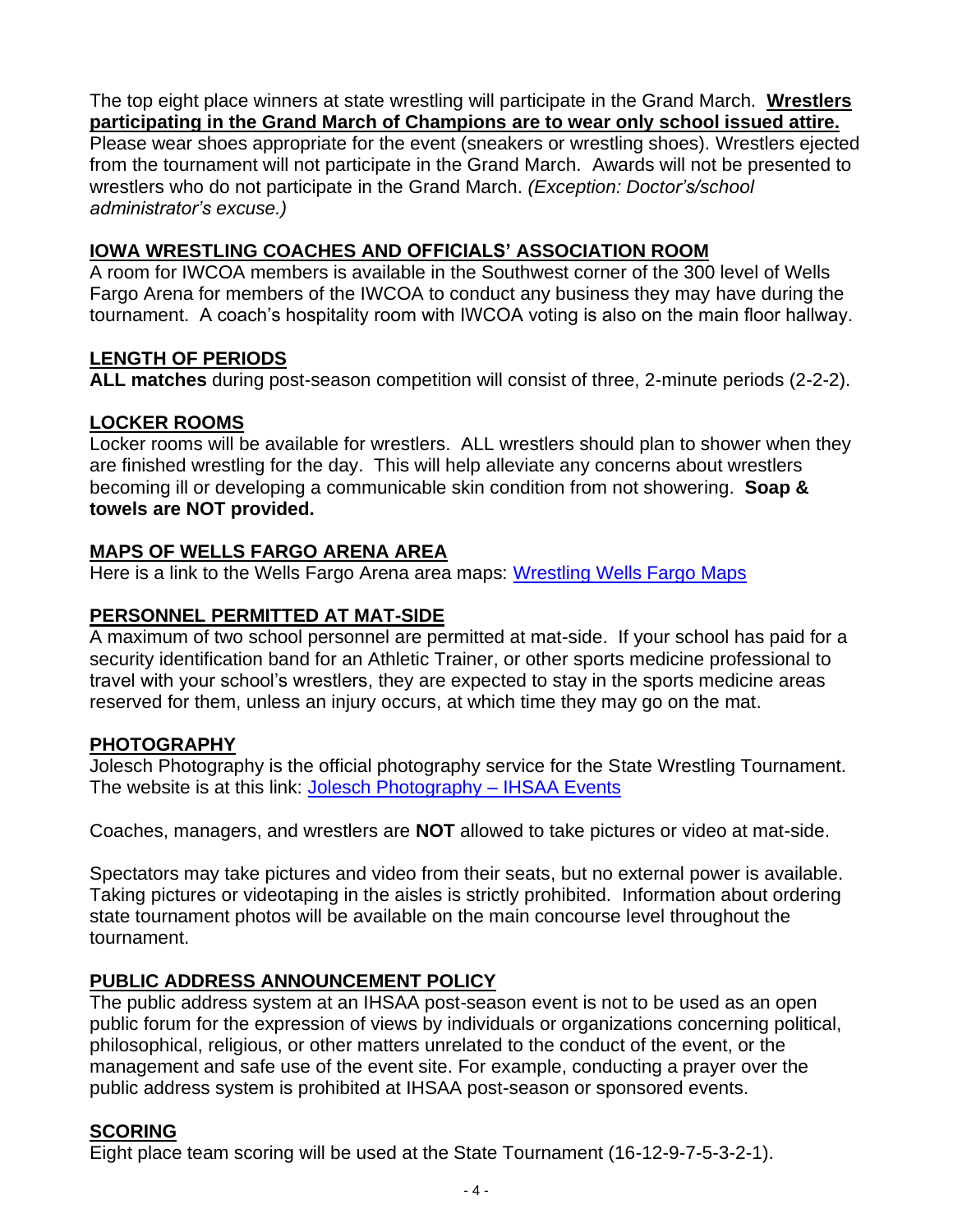The top eight place winners at state wrestling will participate in the Grand March. **Wrestlers participating in the Grand March of Champions are to wear only school issued attire.** Please wear shoes appropriate for the event (sneakers or wrestling shoes). Wrestlers ejected from the tournament will not participate in the Grand March. Awards will not be presented to wrestlers who do not participate in the Grand March. *(Exception: Doctor's/school administrator's excuse.)*

## IOWA WRESTLING COACHES AND OFFICIALS' ASSOCIATION ROOM

A room for IWCOA members is available in the Southwest corner of the 300 level of Wells Fargo Arena for members of the IWCOA to conduct any business they may have during the tournament. A coach's hospitality room with IWCOA voting is also on the main floor hallway.

## LENGTH OF PERIODS

**ALL matches** during post-season competition will consist of three, 2-minute periods (2-2-2).

## LOCKER ROOMS

Locker rooms will be available for wrestlers. ALL wrestlers should plan to shower when they are finished wrestling for the day. This will help alleviate any concerns about wrestlers becoming ill or developing a communicable skin condition from not showering. **Soap & towels are NOT provided.**

## MAPS OF WELLS FARGO ARENA AREA

Here is a link to the Wells Fargo Arena area maps: Wrestling Wells Fargo Maps

## PERSONNEL PERMITTED AT MAT-SIDE

A maximum of two school personnel are permitted at mat-side. If your school has paid for a security identification band for an Athletic Trainer, or other sports medicine professional to travel with your school's wrestlers, they are expected to stay in the sports medicine areas reserved for them, unless an injury occurs, at which time they may go on the mat.

## PHOTOGRAPHY

Jolesch Photography is the official photography service for the State Wrestling Tournament. The website is at this link: Jolesch Photography – IHSAA Events

Coaches, managers, and wrestlers are **NOT** allowed to take pictures or video at mat-side.

Spectators may take pictures and video from their seats, but no external power is available. Taking pictures or videotaping in the aisles is strictly prohibited. Information about ordering state tournament photos will be available on the main concourse level throughout the tournament.

## PUBLIC ADDRESS ANNOUNCEMENT POLICY

The public address system at an IHSAA post-season event is not to be used as an open public forum for the expression of views by individuals or organizations concerning political, philosophical, religious, or other matters unrelated to the conduct of the event, or the management and safe use of the event site. For example, conducting a prayer over the public address system is prohibited at IHSAA post-season or sponsored events.

## SCORING

Eight place team scoring will be used at the State Tournament (16-12-9-7-5-3-2-1).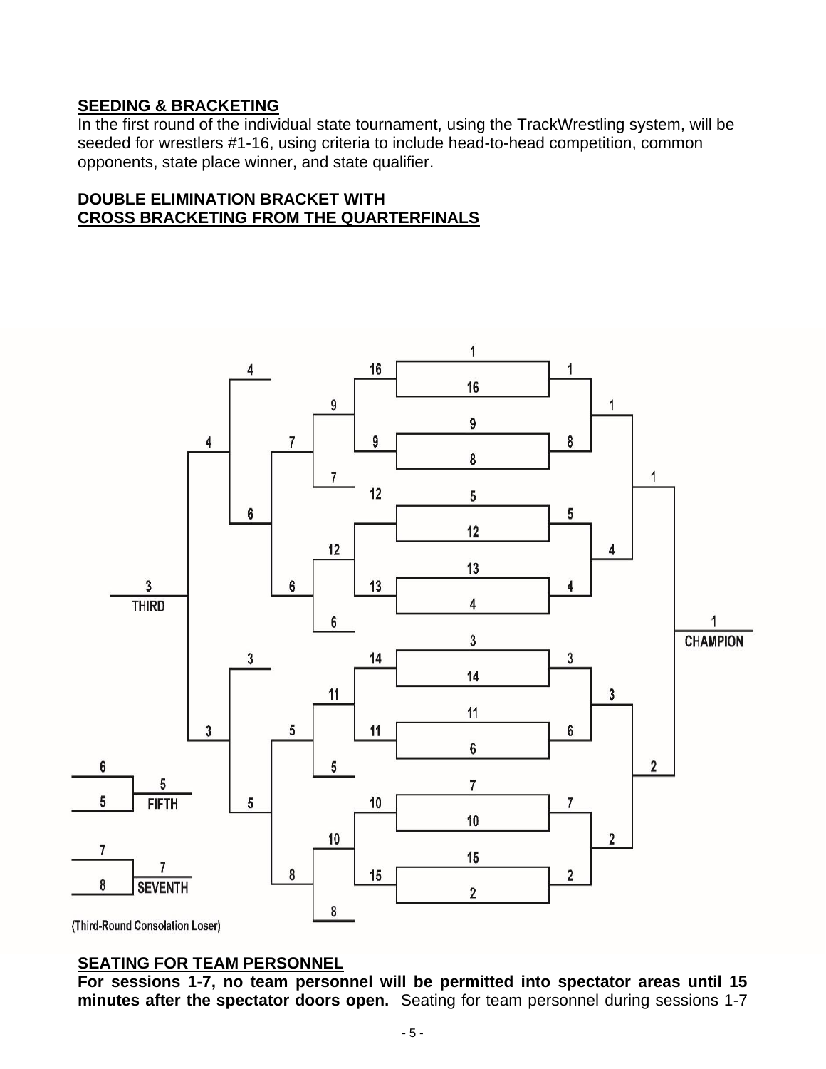## SEEDING & BRACKETING

In the first round of the individual state tournament, using the TrackWrestling system, will be seeded for wrestlers #1-16, using criteria to include head-to-head competition, common opponents, state place winner, and state qualifier.

**DOUBLE ELIMINATION BRACKET WITH**
**CROSS BRACKETING FROM THE QUARTERFINALS**

1
16
9
8
5
12
13
4
3
14
11
6
7
10
15
2

CHAMPION

THIRD

FIFTH

SEVENTH

(Third-Round Consolation Loser)

## SEATING FOR TEAM PERSONNEL

**For sessions 1-7, no team personnel will be permitted into spectator areas until 15 minutes after the spectator doors open.** Seating for team personnel during sessions 1-7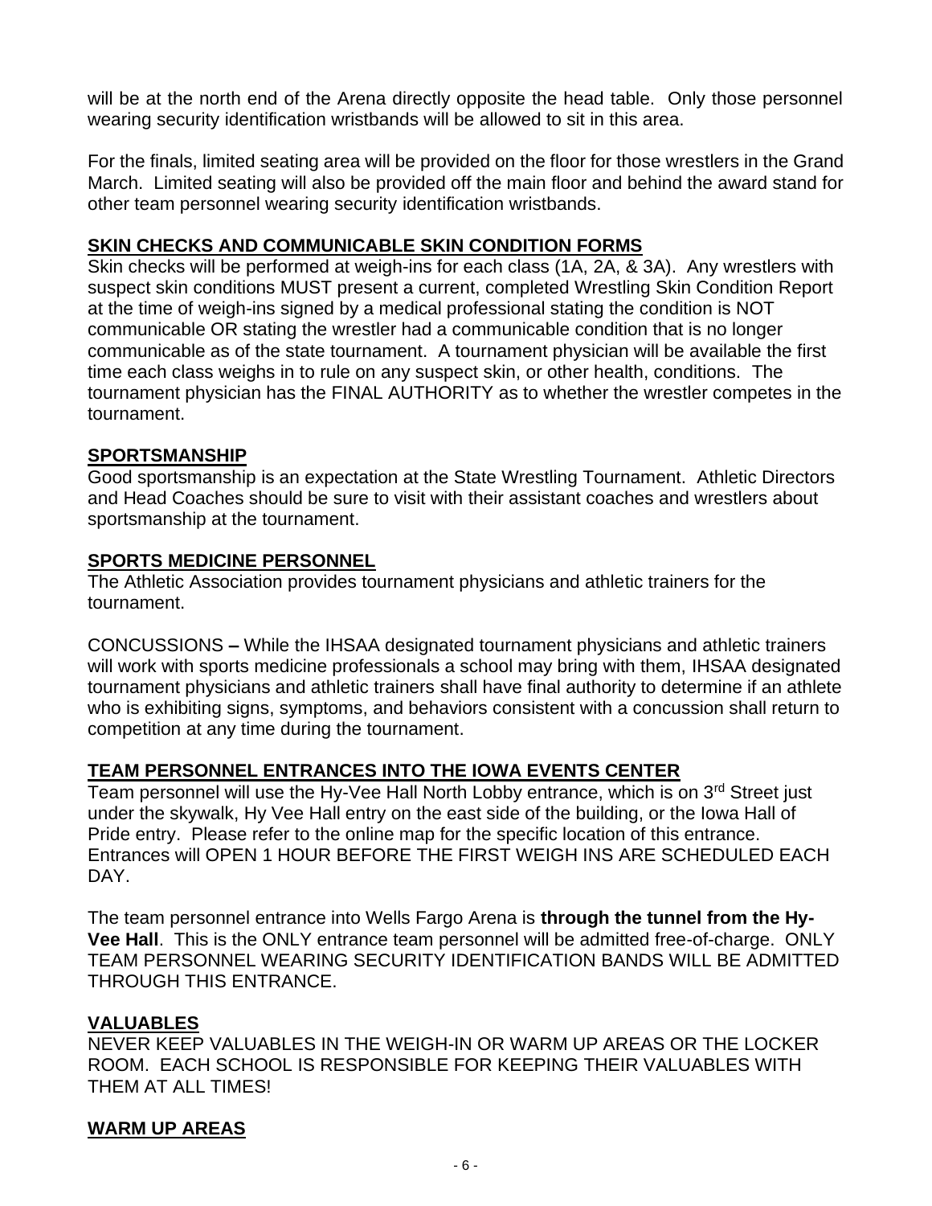will be at the north end of the Arena directly opposite the head table. Only those personnel wearing security identification wristbands will be allowed to sit in this area.

For the finals, limited seating area will be provided on the floor for those wrestlers in the Grand March. Limited seating will also be provided off the main floor and behind the award stand for other team personnel wearing security identification wristbands.

## SKIN CHECKS AND COMMUNICABLE SKIN CONDITION FORMS

Skin checks will be performed at weigh-ins for each class (1A, 2A, & 3A). Any wrestlers with suspect skin conditions MUST present a current, completed Wrestling Skin Condition Report at the time of weigh-ins signed by a medical professional stating the condition is NOT communicable OR stating the wrestler had a communicable condition that is no longer communicable as of the state tournament. A tournament physician will be available the first time each class weighs in to rule on any suspect skin, or other health, conditions. The tournament physician has the FINAL AUTHORITY as to whether the wrestler competes in the tournament.

## SPORTSMANSHIP

Good sportsmanship is an expectation at the State Wrestling Tournament. Athletic Directors and Head Coaches should be sure to visit with their assistant coaches and wrestlers about sportsmanship at the tournament.

## SPORTS MEDICINE PERSONNEL

The Athletic Association provides tournament physicians and athletic trainers for the tournament.

CONCUSSIONS **–** While the IHSAA designated tournament physicians and athletic trainers will work with sports medicine professionals a school may bring with them, IHSAA designated tournament physicians and athletic trainers shall have final authority to determine if an athlete who is exhibiting signs, symptoms, and behaviors consistent with a concussion shall return to competition at any time during the tournament.

## TEAM PERSONNEL ENTRANCES INTO THE IOWA EVENTS CENTER

Team personnel will use the Hy-Vee Hall North Lobby entrance, which is on 3rd Street just under the skywalk, Hy Vee Hall entry on the east side of the building, or the Iowa Hall of Pride entry. Please refer to the online map for the specific location of this entrance. Entrances will OPEN 1 HOUR BEFORE THE FIRST WEIGH INS ARE SCHEDULED EACH DAY.

The team personnel entrance into Wells Fargo Arena is **through the tunnel from the Hy-Vee Hall**. This is the ONLY entrance team personnel will be admitted free-of-charge. ONLY TEAM PERSONNEL WEARING SECURITY IDENTIFICATION BANDS WILL BE ADMITTED THROUGH THIS ENTRANCE.

## VALUABLES

NEVER KEEP VALUABLES IN THE WEIGH-IN OR WARM UP AREAS OR THE LOCKER ROOM. EACH SCHOOL IS RESPONSIBLE FOR KEEPING THEIR VALUABLES WITH THEM AT ALL TIMES!

## WARM UP AREAS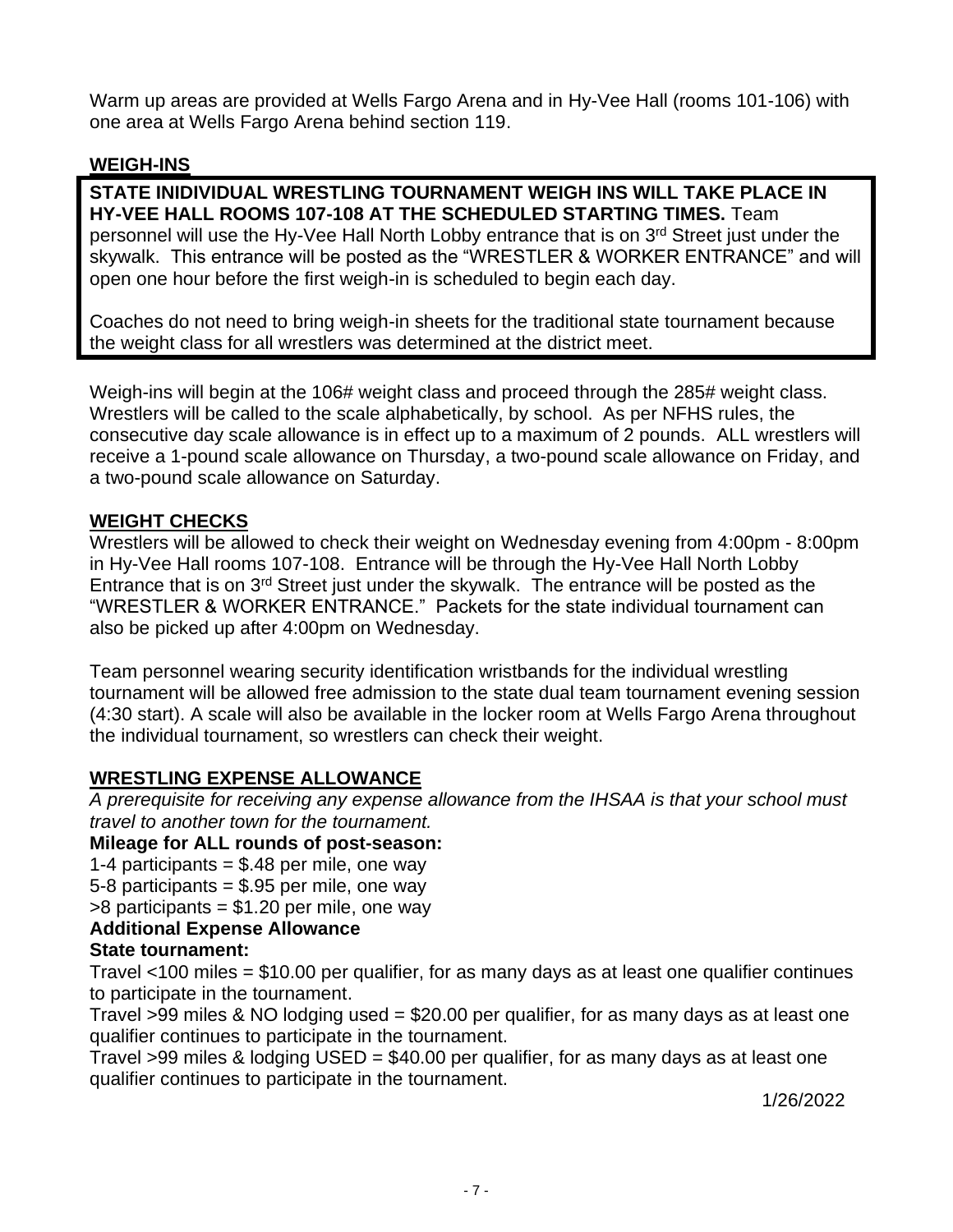Warm up areas are provided at Wells Fargo Arena and in Hy-Vee Hall (rooms 101-106) with one area at Wells Fargo Arena behind section 119.

## WEIGH-INS

**STATE INIDIVIDUAL WRESTLING TOURNAMENT WEIGH INS WILL TAKE PLACE IN HY-VEE HALL ROOMS 107-108 AT THE SCHEDULED STARTING TIMES.** Team personnel will use the Hy-Vee Hall North Lobby entrance that is on 3rd Street just under the skywalk. This entrance will be posted as the "WRESTLER & WORKER ENTRANCE" and will open one hour before the first weigh-in is scheduled to begin each day.

Coaches do not need to bring weigh-in sheets for the traditional state tournament because the weight class for all wrestlers was determined at the district meet.

Weigh-ins will begin at the 106# weight class and proceed through the 285# weight class. Wrestlers will be called to the scale alphabetically, by school. As per NFHS rules, the consecutive day scale allowance is in effect up to a maximum of 2 pounds. ALL wrestlers will receive a 1-pound scale allowance on Thursday, a two-pound scale allowance on Friday, and a two-pound scale allowance on Saturday.

## WEIGHT CHECKS

Wrestlers will be allowed to check their weight on Wednesday evening from 4:00pm - 8:00pm in Hy-Vee Hall rooms 107-108. Entrance will be through the Hy-Vee Hall North Lobby Entrance that is on 3rd Street just under the skywalk. The entrance will be posted as the "WRESTLER & WORKER ENTRANCE." Packets for the state individual tournament can also be picked up after 4:00pm on Wednesday.

Team personnel wearing security identification wristbands for the individual wrestling tournament will be allowed free admission to the state dual team tournament evening session (4:30 start). A scale will also be available in the locker room at Wells Fargo Arena throughout the individual tournament, so wrestlers can check their weight.

## WRESTLING EXPENSE ALLOWANCE

*A prerequisite for receiving any expense allowance from the IHSAA is that your school must travel to another town for the tournament.*

**Mileage for ALL rounds of post-season:**

1-4 participants = $.48 per mile, one way
5-8 participants = $.95 per mile, one way
>8 participants = $1.20 per mile, one way

**Additional Expense Allowance**

**State tournament:**

Travel <100 miles = $10.00 per qualifier, for as many days as at least one qualifier continues to participate in the tournament.

Travel >99 miles & NO lodging used = $20.00 per qualifier, for as many days as at least one qualifier continues to participate in the tournament.

Travel >99 miles & lodging USED = $40.00 per qualifier, for as many days as at least one qualifier continues to participate in the tournament.

1/26/2022